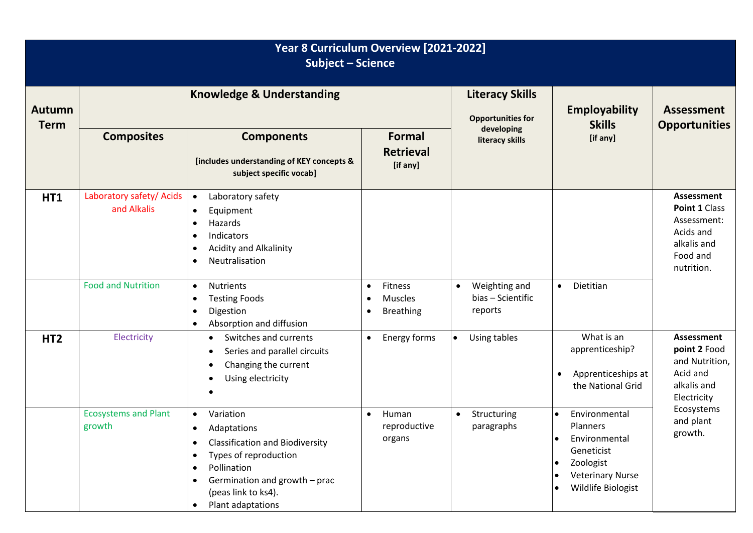# Year 8 Curriculum Overview [2021-2022]
## Subject – Science

| Autumn Term | Knowledge & Understanding | | | Literacy Skills<br>Opportunities for developing literacy skills | Employability Skills<br>[if any] | Assessment Opportunities |
|---|---|---|---|---|---|---|
| | Composites | Components<br>[includes understanding of KEY concepts & subject specific vocab] | Formal Retrieval<br>[if any] | | | |
| **HT1** | Laboratory safety/ Acids and Alkalis | • Laboratory safety<br>• Equipment<br>• Hazards<br>• Indicators<br>• Acidity and Alkalinity<br>• Neutralisation | | | | **Assessment Point 1** Class Assessment: Acids and alkalis and Food and nutrition. |
| | Food and Nutrition | • Nutrients<br>• Testing Foods<br>• Digestion<br>• Absorption and diffusion | • Fitness<br>• Muscles<br>• Breathing | • Weighting and bias – Scientific reports | • Dietitian | |
| **HT2** | Electricity | • Switches and currents<br>• Series and parallel circuits<br>• Changing the current<br>• Using electricity<br>• | • Energy forms | • Using tables | What is an apprenticeship?<br>• Apprenticeships at the National Grid | **Assessment point 2** Food and Nutrition, Acid and alkalis and Electricity Ecosystems and plant growth. |
| | Ecosystems and Plant growth | • Variation<br>• Adaptations<br>• Classification and Biodiversity<br>• Types of reproduction<br>• Pollination<br>• Germination and growth – prac (peas link to ks4).<br>• Plant adaptations | • Human reproductive organs | • Structuring paragraphs | • Environmental Planners<br>• Environmental Geneticist<br>• Zoologist<br>• Veterinary Nurse<br>• Wildlife Biologist | |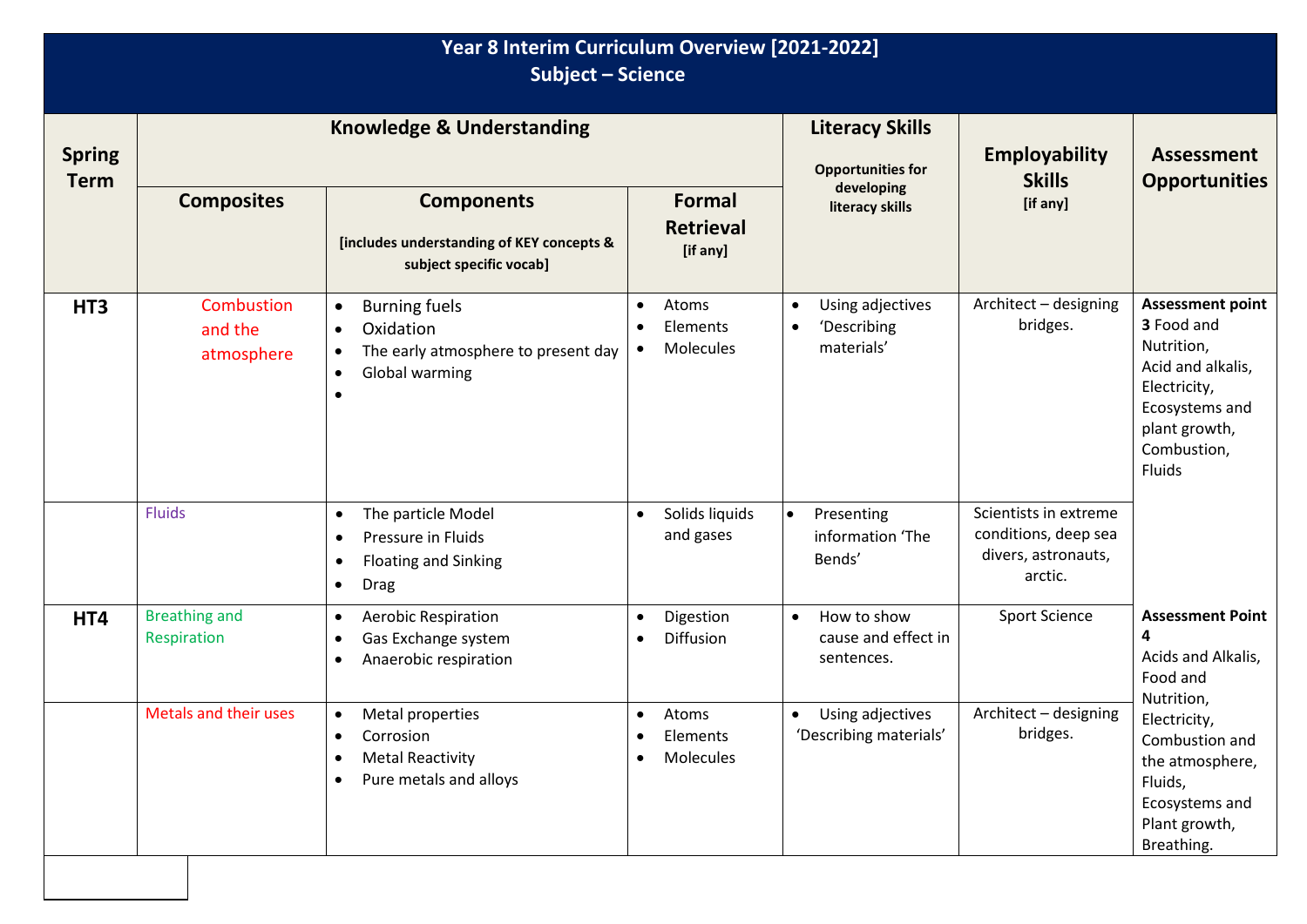# Year 8 Interim Curriculum Overview [2021-2022]
## Subject – Science

| Spring Term | Knowledge & Understanding | | | Literacy Skills<br>Opportunities for developing literacy skills | Employability Skills<br>[if any] | Assessment Opportunities |
|---|---|---|---|---|---|---|
| | Composites | Components<br>[includes understanding of KEY concepts & subject specific vocab] | Formal Retrieval<br>[if any] | | | |
| **HT3** | Combustion and the atmosphere | • Burning fuels<br>• Oxidation<br>• The early atmosphere to present day<br>• Global warming<br>• | • Atoms<br>• Elements<br>• Molecules | • Using adjectives<br>• 'Describing materials' | Architect – designing bridges. | **Assessment point 3** Food and Nutrition, Acid and alkalis, Electricity, Ecosystems and plant growth, Combustion, Fluids |
| | Fluids | • The particle Model<br>• Pressure in Fluids<br>• Floating and Sinking<br>• Drag | • Solids liquids and gases | • Presenting information 'The Bends' | Scientists in extreme conditions, deep sea divers, astronauts, arctic. | |
| **HT4** | Breathing and Respiration | • Aerobic Respiration<br>• Gas Exchange system<br>• Anaerobic respiration | • Digestion<br>• Diffusion | • How to show cause and effect in sentences. | Sport Science | **Assessment Point 4** Acids and Alkalis, Food and Nutrition, Electricity, Combustion and the atmosphere, Fluids, Ecosystems and Plant growth, Breathing. |
| | Metals and their uses | • Metal properties<br>• Corrosion<br>• Metal Reactivity<br>• Pure metals and alloys | • Atoms<br>• Elements<br>• Molecules | • Using adjectives 'Describing materials' | Architect – designing bridges. | |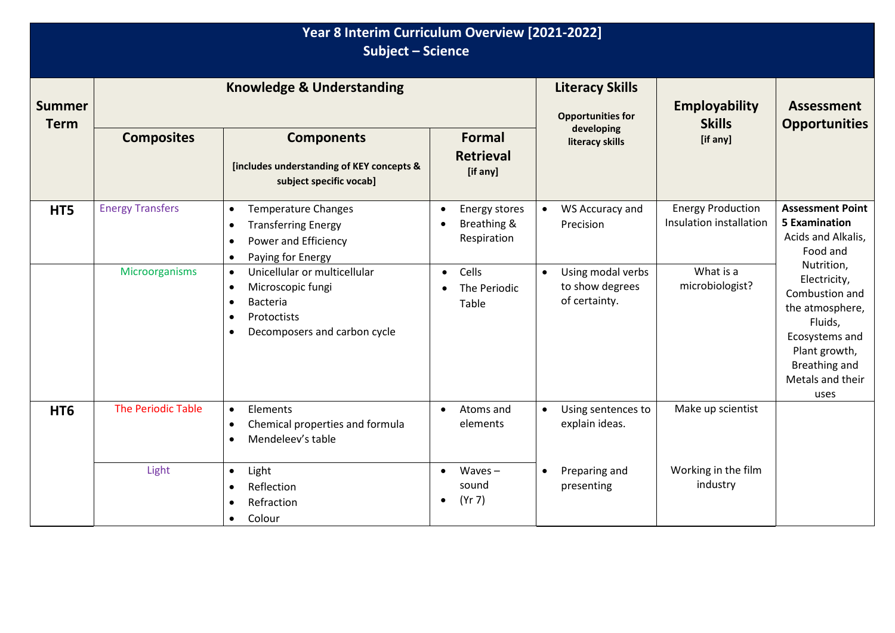# Year 8 Interim Curriculum Overview [2021-2022]
## Subject – Science

| Summer Term | Knowledge & Understanding | | | Literacy Skills<br>Opportunities for developing literacy skills | Employability Skills<br>[if any] | Assessment Opportunities |
|---|---|---|---|---|---|---|
| | Composites | Components<br>[includes understanding of KEY concepts & subject specific vocab] | Formal Retrieval<br>[if any] | | | |
| HT5 | Energy Transfers | • Temperature Changes<br>• Transferring Energy<br>• Power and Efficiency<br>• Paying for Energy | • Energy stores<br>• Breathing & Respiration | • WS Accuracy and Precision | Energy Production<br>Insulation installation | **Assessment Point 5 Examination**<br>Acids and Alkalis, Food and Nutrition, Electricity, Combustion and the atmosphere, Fluids, Ecosystems and Plant growth, Breathing and Metals and their uses |
| | Microorganisms | • Unicellular or multicellular<br>• Microscopic fungi<br>• Bacteria<br>• Protoctists<br>• Decomposers and carbon cycle | • Cells<br>• The Periodic Table | • Using modal verbs to show degrees of certainty. | What is a microbiologist? | |
| HT6 | The Periodic Table | • Elements<br>• Chemical properties and formula<br>• Mendeleev's table | • Atoms and elements | • Using sentences to explain ideas. | Make up scientist | |
| | Light | • Light<br>• Reflection<br>• Refraction<br>• Colour | • Waves – sound<br>• (Yr 7) | • Preparing and presenting | Working in the film industry | |